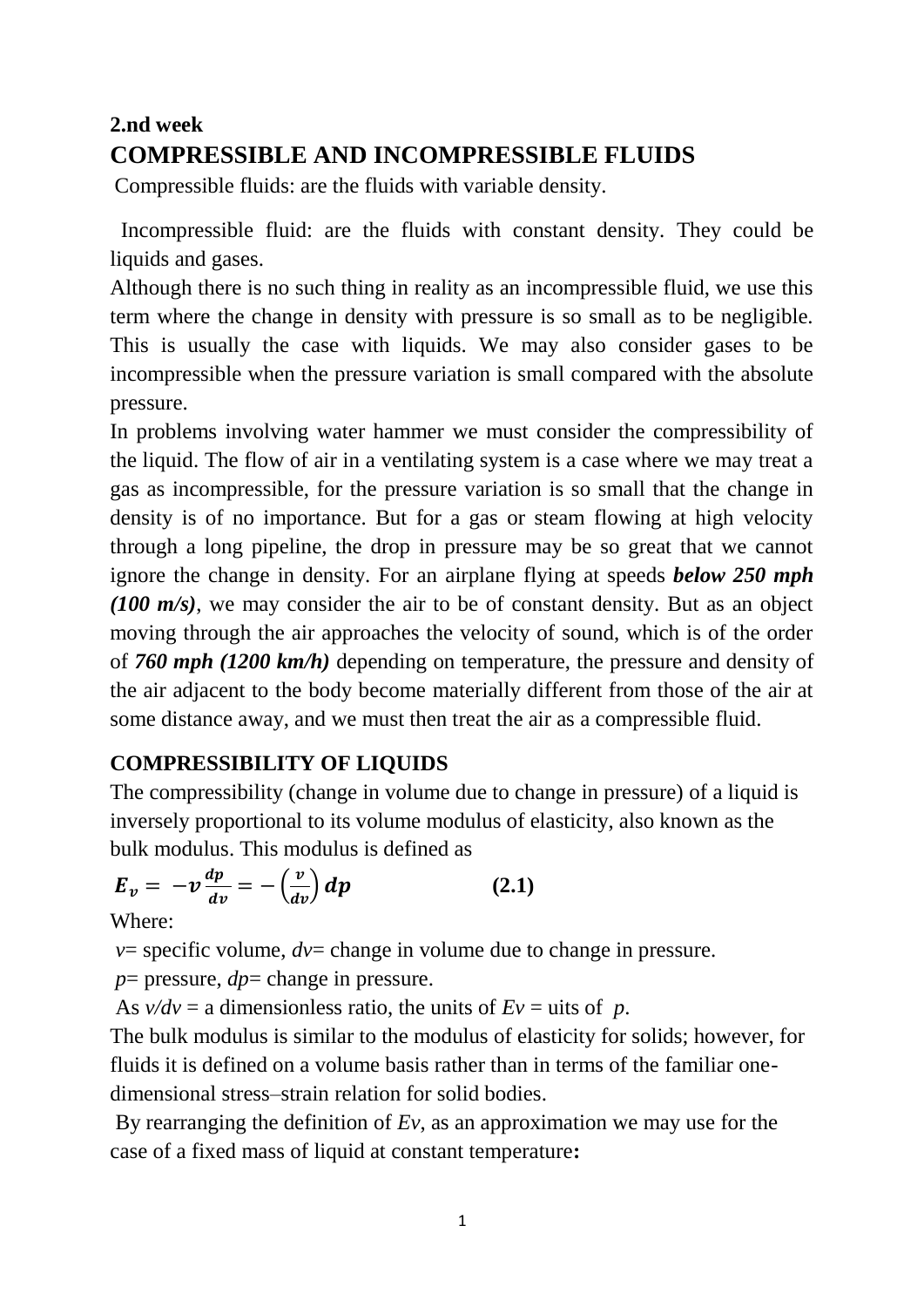**2.nd week**

## COMPRESSIBLE AND INCOMPRESSIBLE FLUIDS

Compressible fluids: are the fluids with variable density.

Incompressible fluid: are the fluids with constant density. They could be liquids and gases.

Although there is no such thing in reality as an incompressible fluid, we use this term where the change in density with pressure is so small as to be negligible. This is usually the case with liquids. We may also consider gases to be incompressible when the pressure variation is small compared with the absolute pressure.

In problems involving water hammer we must consider the compressibility of the liquid. The flow of air in a ventilating system is a case where we may treat a gas as incompressible, for the pressure variation is so small that the change in density is of no importance. But for a gas or steam flowing at high velocity through a long pipeline, the drop in pressure may be so great that we cannot ignore the change in density. For an airplane flying at speeds ***below 250 mph (100 m/s)***, we may consider the air to be of constant density. But as an object moving through the air approaches the velocity of sound, which is of the order of ***760 mph (1200 km/h)*** depending on temperature, the pressure and density of the air adjacent to the body become materially different from those of the air at some distance away, and we must then treat the air as a compressible fluid.

### COMPRESSIBILITY OF LIQUIDS

The compressibility (change in volume due to change in pressure) of a liquid is inversely proportional to its volume modulus of elasticity, also known as the bulk modulus. This modulus is defined as

$$E_v = -v\frac{dp}{dv} = -\left(\frac{v}{dv}\right)dp \qquad \textbf{(2.1)}$$

Where:

$v$= specific volume, $dv$= change in volume due to change in pressure.

$p$= pressure, $dp$= change in pressure.

As $v/dv$ = a dimensionless ratio, the units of $Ev$ = uits of $p$.

The bulk modulus is similar to the modulus of elasticity for solids; however, for fluids it is defined on a volume basis rather than in terms of the familiar one-dimensional stress–strain relation for solid bodies.

By rearranging the definition of $Ev$, as an approximation we may use for the case of a fixed mass of liquid at constant temperature**:**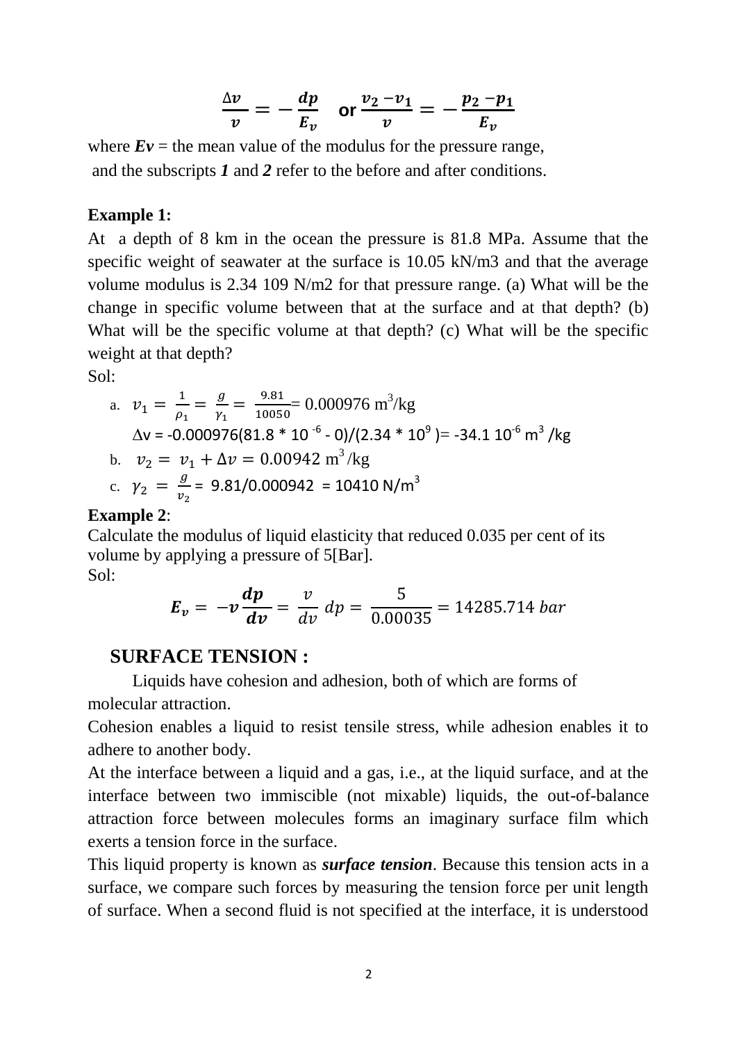$$\frac{\Delta v}{v} = -\frac{dp}{E_v} \quad \text{or} \; \frac{v_2 - v_1}{v} = -\frac{p_2 - p_1}{E_v}$$

where ***Ev*** = the mean value of the modulus for the pressure range, and the subscripts ***1*** and ***2*** refer to the before and after conditions.

**Example 1:**

At a depth of 8 km in the ocean the pressure is 81.8 MPa. Assume that the specific weight of seawater at the surface is 10.05 kN/m3 and that the average volume modulus is 2.34 109 N/m2 for that pressure range. (a) What will be the change in specific volume between that at the surface and at that depth? (b) What will be the specific volume at that depth? (c) What will be the specific weight at that depth?

Sol:

a. $v_1 = \frac{1}{\rho_1} = \frac{g}{\gamma_1} = \frac{9.81}{10050}$ = 0.000976 $m^3/kg$

   $\Delta v = -0.000976(81.8 * 10^{-6} - 0)/(2.34 * 10^{9}) = -34.1\ 10^{-6}\ m^3/kg$

b. $v_2 = v_1 + \Delta v = 0.00942\ m^3/kg$

c. $\gamma_2 = \frac{g}{v_2}$ = 9.81/0.000942 = 10410 $N/m^3$

**Example 2**:

Calculate the modulus of liquid elasticity that reduced 0.035 per cent of its volume by applying a pressure of 5[Bar].

Sol:

$$\boldsymbol{E_v} = -\boldsymbol{v}\frac{\boldsymbol{dp}}{\boldsymbol{dv}} = \frac{v}{dv}\,dp = \frac{5}{0.00035} = 14285.714\ bar$$

## SURFACE TENSION :

Liquids have cohesion and adhesion, both of which are forms of molecular attraction.

Cohesion enables a liquid to resist tensile stress, while adhesion enables it to adhere to another body.

At the interface between a liquid and a gas, i.e., at the liquid surface, and at the interface between two immiscible (not mixable) liquids, the out-of-balance attraction force between molecules forms an imaginary surface film which exerts a tension force in the surface.

This liquid property is known as ***surface tension***. Because this tension acts in a surface, we compare such forces by measuring the tension force per unit length of surface. When a second fluid is not specified at the interface, it is understood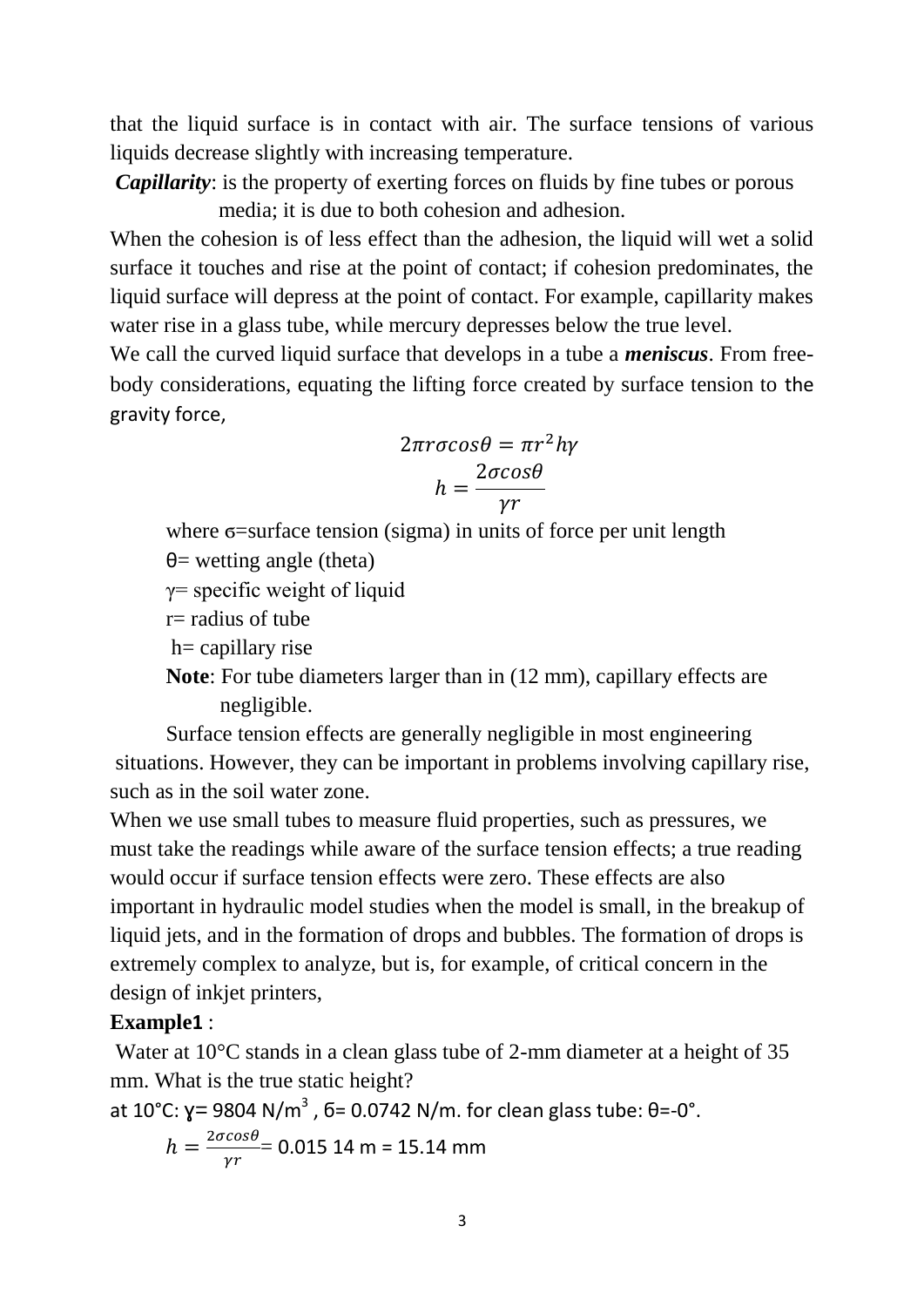that the liquid surface is in contact with air. The surface tensions of various liquids decrease slightly with increasing temperature.

***Capillarity***: is the property of exerting forces on fluids by fine tubes or porous media; it is due to both cohesion and adhesion.

When the cohesion is of less effect than the adhesion, the liquid will wet a solid surface it touches and rise at the point of contact; if cohesion predominates, the liquid surface will depress at the point of contact. For example, capillarity makes water rise in a glass tube, while mercury depresses below the true level.

We call the curved liquid surface that develops in a tube a ***meniscus***. From free-body considerations, equating the lifting force created by surface tension to the gravity force,

$$2\pi r\sigma cos\theta = \pi r^2 h\gamma$$

$$h = \frac{2\sigma cos\theta}{\gamma r}$$

where $\sigma$=surface tension (sigma) in units of force per unit length

$\theta$= wetting angle (theta)

$\gamma$= specific weight of liquid

r= radius of tube

h= capillary rise

**Note**: For tube diameters larger than in (12 mm), capillary effects are negligible.

Surface tension effects are generally negligible in most engineering situations. However, they can be important in problems involving capillary rise, such as in the soil water zone.

When we use small tubes to measure fluid properties, such as pressures, we must take the readings while aware of the surface tension effects; a true reading would occur if surface tension effects were zero. These effects are also important in hydraulic model studies when the model is small, in the breakup of liquid jets, and in the formation of drops and bubbles. The formation of drops is extremely complex to analyze, but is, for example, of critical concern in the design of inkjet printers,

**Example1** :

Water at 10°C stands in a clean glass tube of 2-mm diameter at a height of 35 mm. What is the true static height?

at 10°C: $\gamma$= 9804 N/m$^3$ , $\sigma$= 0.0742 N/m. for clean glass tube: $\theta$=-0°.

$h = \frac{2\sigma cos\theta}{\gamma r}$= 0.015 14 m = 15.14 mm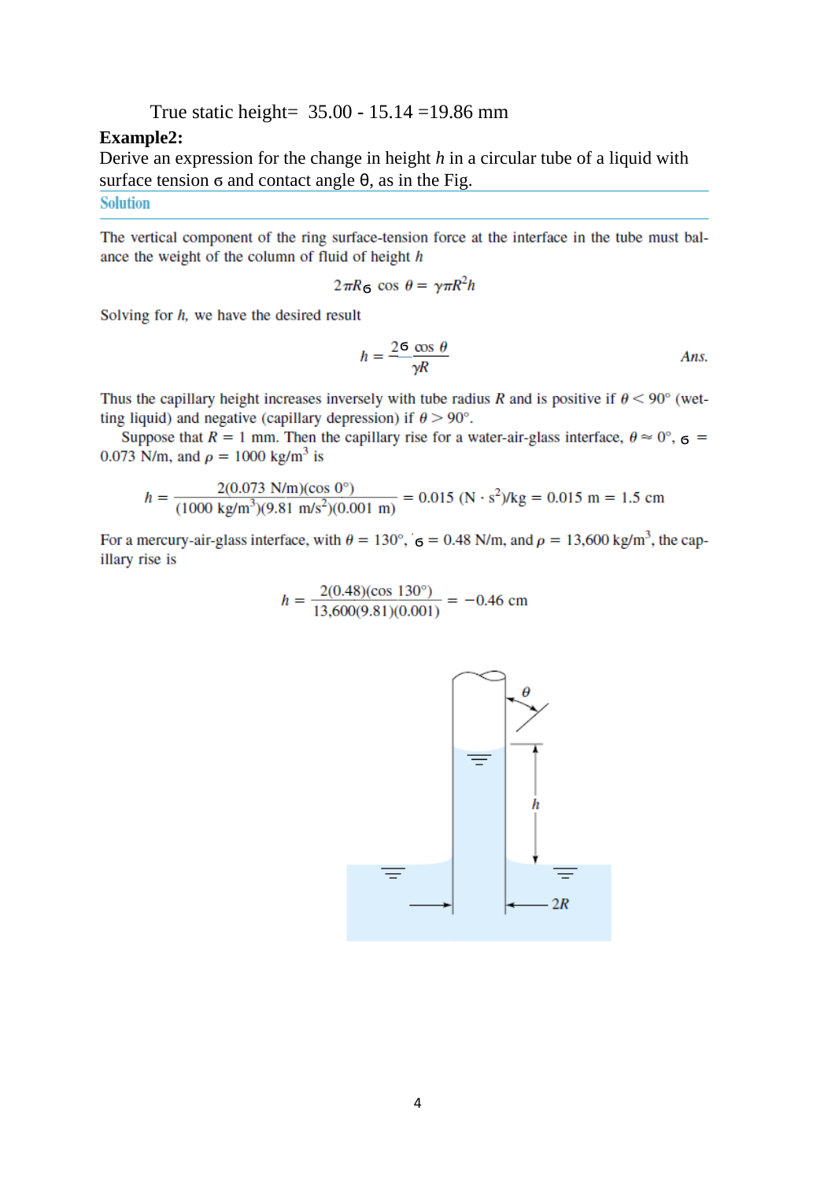True static height= 35.00 - 15.14 =19.86 mm

**Example2:**

Derive an expression for the change in height $h$ in a circular tube of a liquid with surface tension $\sigma$ and contact angle θ, as in the Fig.

**Solution**

The vertical component of the ring surface-tension force at the interface in the tube must balance the weight of the column of fluid of height $h$

$$2\pi R\sigma \cos\theta = \gamma\pi R^2 h$$

Solving for $h$, we have the desired result

$$h = \frac{2\sigma \cos\theta}{\gamma R} \qquad \textit{Ans.}$$

Thus the capillary height increases inversely with tube radius $R$ and is positive if $\theta < 90°$ (wetting liquid) and negative (capillary depression) if $\theta > 90°$.

Suppose that $R = 1$ mm. Then the capillary rise for a water-air-glass interface, $\theta \approx 0°$, $\sigma = 0.073$ N/m, and $\rho = 1000$ kg/m$^3$ is

$$h = \frac{2(0.073\ \text{N/m})(\cos 0°)}{(1000\ \text{kg/m}^3)(9.81\ \text{m/s}^2)(0.001\ \text{m})} = 0.015\ (\text{N}\cdot\text{s}^2)/\text{kg} = 0.015\ \text{m} = 1.5\ \text{cm}$$

For a mercury-air-glass interface, with $\theta = 130°$, $\sigma = 0.48$ N/m, and $\rho = 13{,}600$ kg/m$^3$, the capillary rise is

$$h = \frac{2(0.48)(\cos 130°)}{13{,}600(9.81)(0.001)} = -0.46\ \text{cm}$$

θ

h

2R